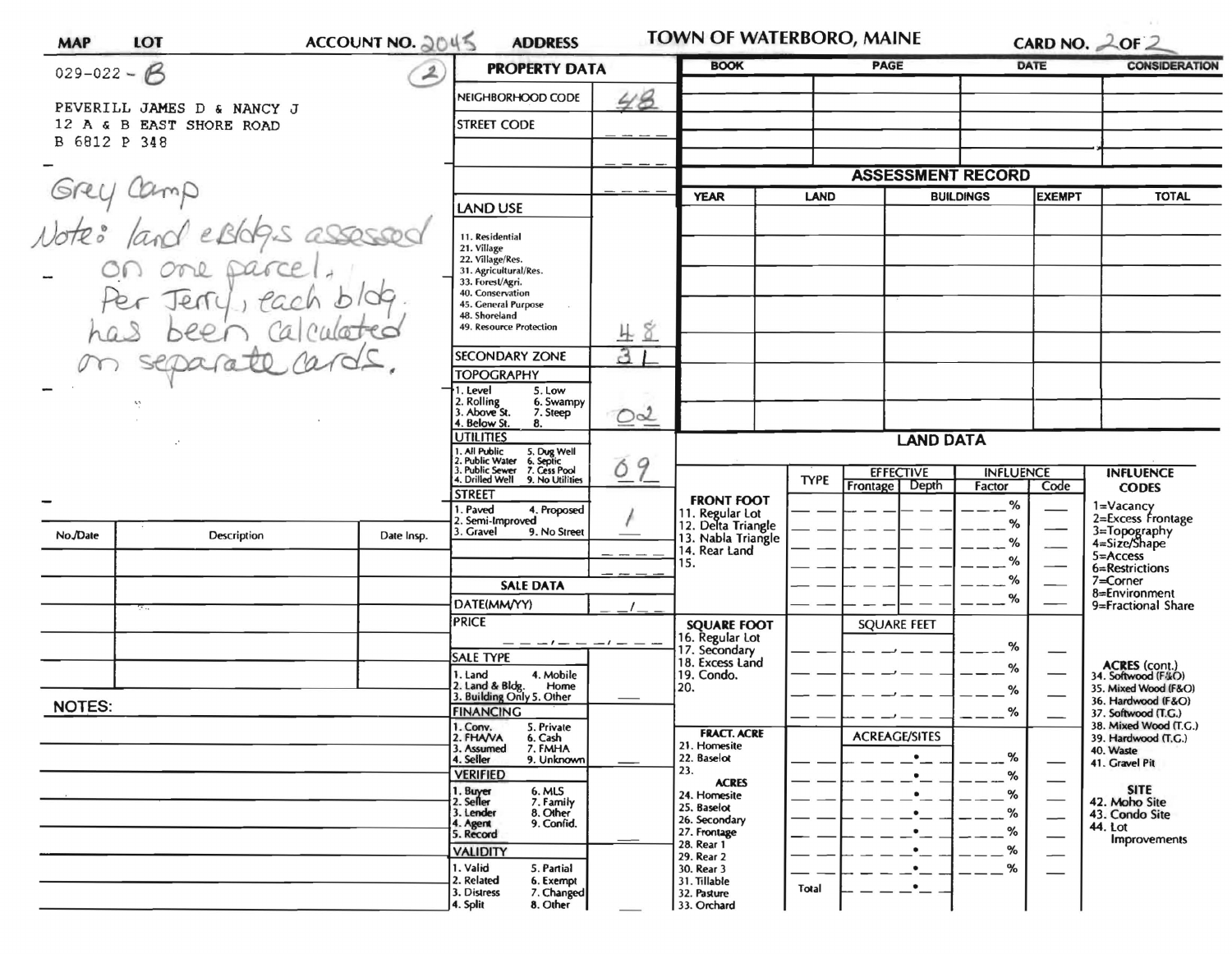**MAP** **LOT** **ACCOUNT NO.** 2045 **ADDRESS** **TOWN OF WATERBORO, MAINE** **CARD NO.** 2 **OF** 2

029-022 - B (2)

PEVERILL JAMES D & NANCY J
12 A & B EAST SHORE ROAD
B 6812 P 348

Grey Camp
Note: land & Bldgs assessed on one parcel. Per Jerry, each bldg. has been calculated on separate cards.

| No./Date | Description | Date Insp. |
|---|---|---|
| | | |
| | | |
| | | |
| | | |
| | | |

**NOTES:**

## PROPERTY DATA

| Field | Value |
|---|---|
| NEIGHBORHOOD CODE | 48 |
| STREET CODE | _ _ _ _ |
| | _ _ _ _ |
| | _ _ _ _ |
| LAND USE (11. Residential, 21. Village, 22. Village/Res., 31. Agricultural/Res., 33. Forest/Agri., 40. Conservation, 45. General Purpose, 48. Shoreland, 49. Resource Protection) | 48 |
| SECONDARY ZONE | 31 |
| TOPOGRAPHY (1. Level, 2. Rolling, 3. Above St., 4. Below St., 5. Low, 6. Swampy, 7. Steep, 8.) | 02 |
| UTILITIES (1. All Public, 2. Public Water, 3. Public Sewer, 4. Drilled Well, 5. Dug Well, 6. Septic, 7. Cess Pool, 9. No Utilities) | 69 |
| STREET (1. Paved, 2. Semi-Improved, 3. Gravel, 4. Proposed, 9. No Street) | 1 |
| | _ _ _ _ |
| | _ _ _ _ |

## SALE DATA

| Field | Value |
|---|---|
| DATE(MM/YY) | _ _ / _ _ |
| PRICE | _ _ _ / _ _ _ / _ _ _ |
| SALE TYPE (1. Land, 2. Land & Bldg., 3. Building Only, 4. Mobile Home, 5. Other) | |
| FINANCING (1. Conv., 2. FHA/VA, 3. Assumed, 4. Seller, 5. Private, 6. Cash, 7. FMHA, 9. Unknown) | |
| VERIFIED (1. Buyer, 2. Seller, 3. Lender, 4. Agent, 5. Record, 6. MLS, 7. Family, 8. Other, 9. Confid.) | |
| VALIDITY (1. Valid, 2. Related, 3. Distress, 4. Split, 5. Partial, 6. Exempt, 7. Changed, 8. Other) | |

| BOOK | PAGE | DATE | CONSIDERATION |
|---|---|---|---|
| | | | |
| | | | |
| | | | |
| | | | |

## ASSESSMENT RECORD

| YEAR | LAND | BUILDINGS | EXEMPT | TOTAL |
|---|---|---|---|---|
| | | | | |
| | | | | |
| | | | | |
| | | | | |
| | | | | |
| | | | | |
| | | | | |

## LAND DATA

| | TYPE | EFFECTIVE Frontage | EFFECTIVE Depth | INFLUENCE Factor | INFLUENCE Code |
|---|---|---|---|---|---|
| **FRONT FOOT** 11. Regular Lot, 12. Delta Triangle, 13. Nabla Triangle, 14. Rear Land, 15. | | | | % | |
| | | | | % | |
| | | | | % | |
| | | | | % | |
| | | | | % | |
| | | | | % | |
| **SQUARE FOOT** 16. Regular Lot, 17. Secondary, 18. Excess Land, 19. Condo., 20. | | SQUARE FEET | | % | |
| | | | | % | |
| | | | | % | |
| | | | | % | |
| **FRACT. ACRE** 21. Homesite, 22. Baselot, 23. **ACRES** 24. Homesite, 25. Baselot, 26. Secondary, 27. Frontage, 28. Rear 1, 29. Rear 2, 30. Rear 3, 31. Tillable, 32. Pasture, 33. Orchard | | ACREAGE/SITES | | % | |
| | | | | % | |
| | | | | % | |
| | | | | % | |
| | | | | % | |
| | | | | % | |
| | | | | % | |
| | Total | | | | |

**INFLUENCE CODES**
1=Vacancy
2=Excess Frontage
3=Topography
4=Size/Shape
5=Access
6=Restrictions
7=Corner
8=Environment
9=Fractional Share

**ACRES (cont.)**
34. Softwood (F&O)
35. Mixed Wood (F&O)
36. Hardwood (F&O)
37. Softwood (T.G.)
38. Mixed Wood (T.G.)
39. Hardwood (T.G.)
40. Waste
41. Gravel Pit

**SITE**
42. Moho Site
43. Condo Site
44. Lot Improvements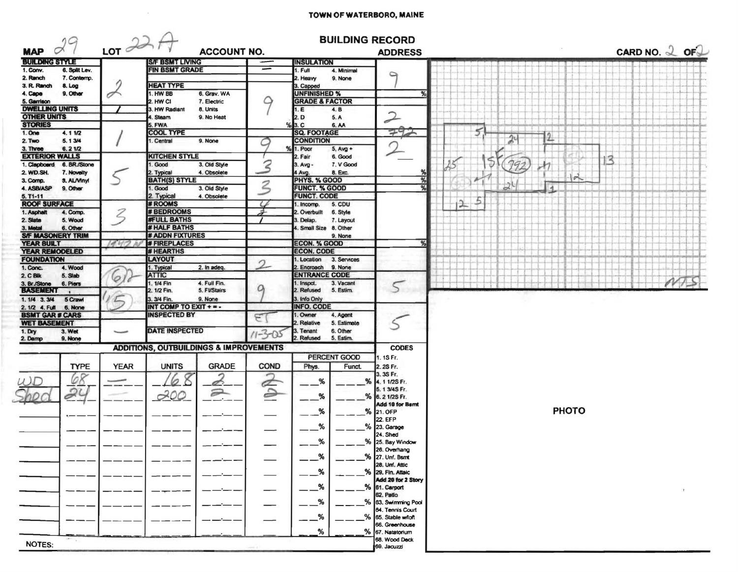TOWN OF WATERBORO, MAINE

# BUILDING RECORD

MAP 29 LOT 22 A ACCOUNT NO. ADDRESS CARD NO. 2 OF 2

| | | | | | |
|---|---|---|---|---|---|
| **BUILDING STYLE** 1. Conv. 2. Ranch 3. R. Ranch 4. Cape 5. Garrison 6. Split Lev. 7. Contemp. 8. Log 9. Other | 2 | **S/F BSMT LIVING** | — | **INSULATION** 1. Full 2. Heavy 3. Capped 4. Minimal 9. None | 9 |
| **DWELLING UNITS** | 1 | **FIN BSMT GRADE** | — | **UNFINISHED %** | % |
| **OTHER UNITS** | | **HEAT TYPE** 1. HW BB 2. HW CI 3. HW Radiant 4. Steam 5. FWA 6. Grav. WA 7. Electric 8. Units 9. No Heat | 9 % | **GRADE & FACTOR** 1. E 2. D 3. C 4. B 5. A 6. AA | 2 |
| **STORIES** 1. One 2. Two 3. Three 4. 1 1/2 5. 1 3/4 6. 2 1/2 | 1 | **COOL TYPE** 1. Central 9. None | 9 % | **SQ. FOOTAGE** | 792 |
| **EXTERIOR WALLS** 1. Clapboard 2. WD.SH. 3. Comp. 4. ASB/ASP 5. T1-11 6. BR./Stone 7. Novelty 8. AL/Vinyl 9. Other | 5 | **KITCHEN STYLE** 1. Good 2. Typical 3. Old Style 4. Obsolete | 3 | **CONDITION** 1. Poor 2. Fair 3. Avg - 4. Avg. 5. Avg + 6. Good 7. V Good 8. Exc. | 2 |
| **ROOF SURFACE** 1. Asphalt 2. Slate 3. Metal 4. Comp. 5. Wood 6. Other | 3 | **BATH(S) STYLE** 1. Good 2. Typical 3. Old Style 4. Obsolete | 3 | **PHYS. % GOOD** | % |
| **S/F MASONERY TRIM** | | **# ROOMS** | 4 | **FUNCT. % GOOD** | % |
| **YEAR BUILT** | 1942 N | **# BEDROOMS** | 2 | **FUNCT. CODE** 1. Incomp. 2. Overbuilt 3. Delap. 4. Small Size 5. CDU 6. Style 7. Layout 8. Other 9. None | |
| **YEAR REMODELED** | | **# FULL BATHS** | 1 | **ECON. % GOOD** | % |
| **FOUNDATION** 1. Conc. 2. C Blk 3. Br./Stone 4. Wood 5. Slab 6. Piers | 6/2 | **# HALF BATHS** | | **ECON. CODE** 1. Location 2. Encroach 3. Services 9. None | |
| **BASEMENT** 1. 1/4 2. 1/2 3. 3/4 4. Full 5 Crawl 6. None | 1/5 | **# ADDN FIXTURES** | | **ENTRANCE CODE** 1. Inspct. 2. Refused 3. Info Only 4. Vacant 5. Estim. | 5 |
| **BSMT GAR # CARS** | | **# FIREPLACES** | | **INFO. CODE** 1. Owner 2. Relative 3. Tenant 4. Agent 5. Estimate 6. Other | 5 |
| **WET BASEMENT** 1. Dry 2. Damp 3. Wet 9. None | — | **# HEARTHS** | | | |
| | | **LAYOUT** 1. Typical 2. In adeq. | 2 | | |
| | | **ATTIC** 1. 1/4 Fin 2. 1/2 Fin. 3. 3/4 Fin. 4. Full Fin. 5. Fl/Stairs 9. None | 9 | | |
| | | **INT COMP TO EXIT + = -** | | | |
| | | **INSPECTED BY** | ET | | |
| | | **DATE INSPECTED** | 11-3-05 | | |

Sketch: 1SF (792); dimensions 5, 24, 2, 13, 25, 4, 12, 24, 1, 2, 5; NTS

## ADDITIONS, OUTBUILDINGS & IMPROVEMENTS

| | TYPE | YEAR | UNITS | GRADE | COND | PERCENT GOOD Phys. | PERCENT GOOD Funct. |
|---|---|---|---|---|---|---|---|
| WD | 68 | — | 168 | 2 | 2 | % | % |
| Shed | 24 | — | 200 | 2 | 2 | % | % |
| | | | | | | % | % |
| | | | | | | % | % |
| | | | | | | % | % |
| | | | | | | % | % |
| | | | | | | % | % |
| | | | | | | % | % |
| | | | | | | % | % |
| | | | | | | % | % |
| | | | | | | % | % |

**CODES**
1. 1S Fr.
2. 2S Fr.
3. 3S Fr.
4. 1 1/2S Fr.
5. 1 3/4S Fr.
6. 2 1/2S Fr.
**Add 10 for Bsmt**
21. OFP
22. EFP
23. Garage
24. Shed
25. Bay Window
26. Overhang
27. Unf. Bsmt
28. Unf. Attic
29. Fin. Attaic
**Add 20 for 2 Story**
61. Carport
62. Patio
63. Swimming Pool
64. Tennis Court
65. Stable w/loft
66. Greenhouse
67. Natatorium
68. Wood Deck
69. Jacuzzi

PHOTO

NOTES: